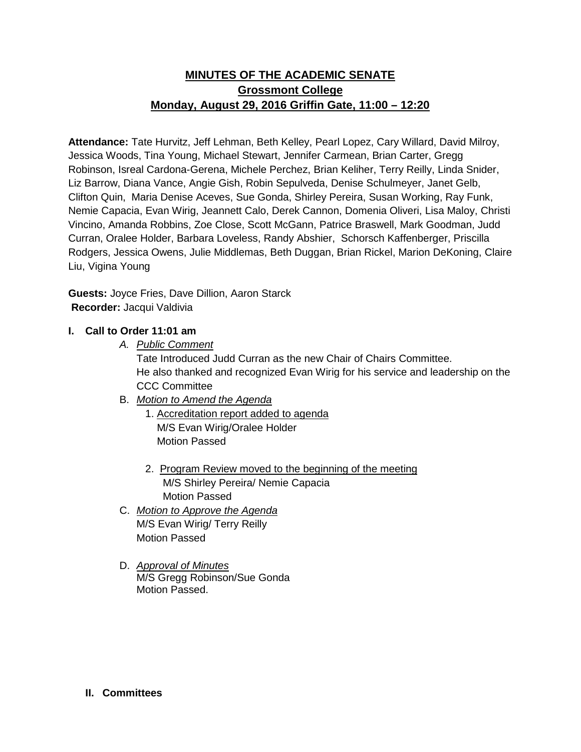# MINUTES OF THE ACADEMIC SENATE

## Grossmont College

## Monday, August 29, 2016 Griffin Gate, 11:00 – 12:20

**Attendance:** Tate Hurvitz, Jeff Lehman, Beth Kelley, Pearl Lopez, Cary Willard, David Milroy, Jessica Woods, Tina Young, Michael Stewart, Jennifer Carmean, Brian Carter, Gregg Robinson, Isreal Cardona-Gerena, Michele Perchez, Brian Keliher, Terry Reilly, Linda Snider, Liz Barrow, Diana Vance, Angie Gish, Robin Sepulveda, Denise Schulmeyer, Janet Gelb, Clifton Quin, Maria Denise Aceves, Sue Gonda, Shirley Pereira, Susan Working, Ray Funk, Nemie Capacia, Evan Wirig, Jeannett Calo, Derek Cannon, Domenia Oliveri, Lisa Maloy, Christi Vincino, Amanda Robbins, Zoe Close, Scott McGann, Patrice Braswell, Mark Goodman, Judd Curran, Oralee Holder, Barbara Loveless, Randy Abshier, Schorsch Kaffenberger, Priscilla Rodgers, Jessica Owens, Julie Middlemas, Beth Duggan, Brian Rickel, Marion DeKoning, Claire Liu, Vigina Young

**Guests:** Joyce Fries, Dave Dillion, Aaron Starck
**Recorder:** Jacqui Valdivia

### I. Call to Order 11:01 am

A. *Public Comment*
Tate Introduced Judd Curran as the new Chair of Chairs Committee.
He also thanked and recognized Evan Wirig for his service and leadership on the CCC Committee

B. *Motion to Amend the Agenda*

1. Accreditation report added to agenda
   M/S Evan Wirig/Oralee Holder
   Motion Passed

2. Program Review moved to the beginning of the meeting
   M/S Shirley Pereira/ Nemie Capacia
   Motion Passed

C. *Motion to Approve the Agenda*
M/S Evan Wirig/ Terry Reilly
Motion Passed

D. *Approval of Minutes*
M/S Gregg Robinson/Sue Gonda
Motion Passed.

### II. Committees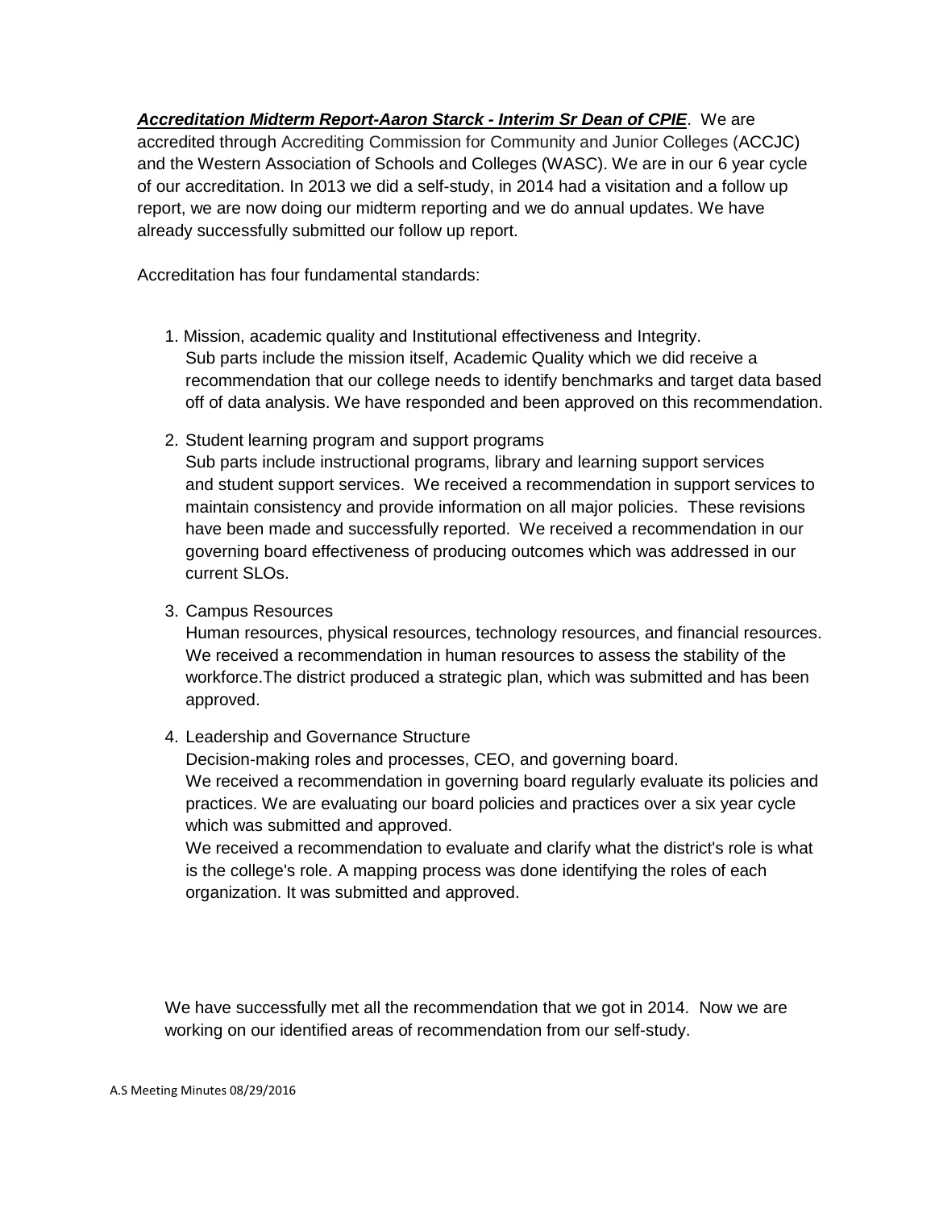***Accreditation Midterm Report-Aaron Starck - Interim Sr Dean of CPIE***. We are accredited through Accrediting Commission for Community and Junior Colleges (ACCJC) and the Western Association of Schools and Colleges (WASC). We are in our 6 year cycle of our accreditation. In 2013 we did a self-study, in 2014 had a visitation and a follow up report, we are now doing our midterm reporting and we do annual updates. We have already successfully submitted our follow up report.

Accreditation has four fundamental standards:

1. Mission, academic quality and Institutional effectiveness and Integrity.
   Sub parts include the mission itself, Academic Quality which we did receive a recommendation that our college needs to identify benchmarks and target data based off of data analysis. We have responded and been approved on this recommendation.
2. Student learning program and support programs
   Sub parts include instructional programs, library and learning support services and student support services. We received a recommendation in support services to maintain consistency and provide information on all major policies. These revisions have been made and successfully reported. We received a recommendation in our governing board effectiveness of producing outcomes which was addressed in our current SLOs.
3. Campus Resources
   Human resources, physical resources, technology resources, and financial resources. We received a recommendation in human resources to assess the stability of the workforce.The district produced a strategic plan, which was submitted and has been approved.
4. Leadership and Governance Structure
   Decision-making roles and processes, CEO, and governing board.
   We received a recommendation in governing board regularly evaluate its policies and practices. We are evaluating our board policies and practices over a six year cycle which was submitted and approved.
   We received a recommendation to evaluate and clarify what the district's role is what is the college's role. A mapping process was done identifying the roles of each organization. It was submitted and approved.

We have successfully met all the recommendation that we got in 2014. Now we are working on our identified areas of recommendation from our self-study.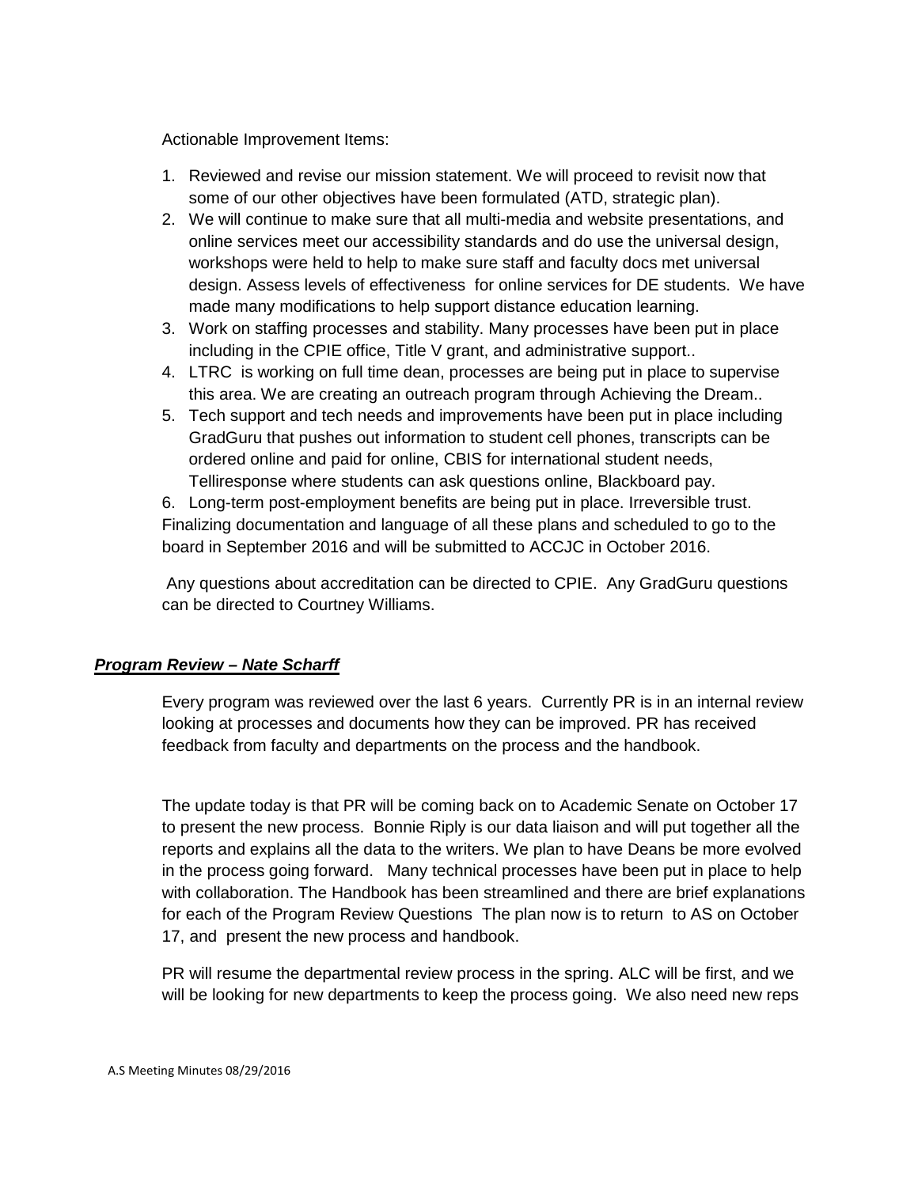Actionable Improvement Items:

1. Reviewed and revise our mission statement. We will proceed to revisit now that some of our other objectives have been formulated (ATD, strategic plan).
2. We will continue to make sure that all multi-media and website presentations, and online services meet our accessibility standards and do use the universal design, workshops were held to help to make sure staff and faculty docs met universal design. Assess levels of effectiveness for online services for DE students. We have made many modifications to help support distance education learning.
3. Work on staffing processes and stability. Many processes have been put in place including in the CPIE office, Title V grant, and administrative support..
4. LTRC is working on full time dean, processes are being put in place to supervise this area. We are creating an outreach program through Achieving the Dream..
5. Tech support and tech needs and improvements have been put in place including GradGuru that pushes out information to student cell phones, transcripts can be ordered online and paid for online, CBIS for international student needs, Telliresponse where students can ask questions online, Blackboard pay.
6. Long-term post-employment benefits are being put in place. Irreversible trust. Finalizing documentation and language of all these plans and scheduled to go to the board in September 2016 and will be submitted to ACCJC in October 2016.

Any questions about accreditation can be directed to CPIE. Any GradGuru questions can be directed to Courtney Williams.

***Program Review – Nate Scharff***

Every program was reviewed over the last 6 years. Currently PR is in an internal review looking at processes and documents how they can be improved. PR has received feedback from faculty and departments on the process and the handbook.

The update today is that PR will be coming back on to Academic Senate on October 17 to present the new process. Bonnie Riply is our data liaison and will put together all the reports and explains all the data to the writers. We plan to have Deans be more evolved in the process going forward. Many technical processes have been put in place to help with collaboration. The Handbook has been streamlined and there are brief explanations for each of the Program Review Questions The plan now is to return to AS on October 17, and present the new process and handbook.

PR will resume the departmental review process in the spring. ALC will be first, and we will be looking for new departments to keep the process going. We also need new reps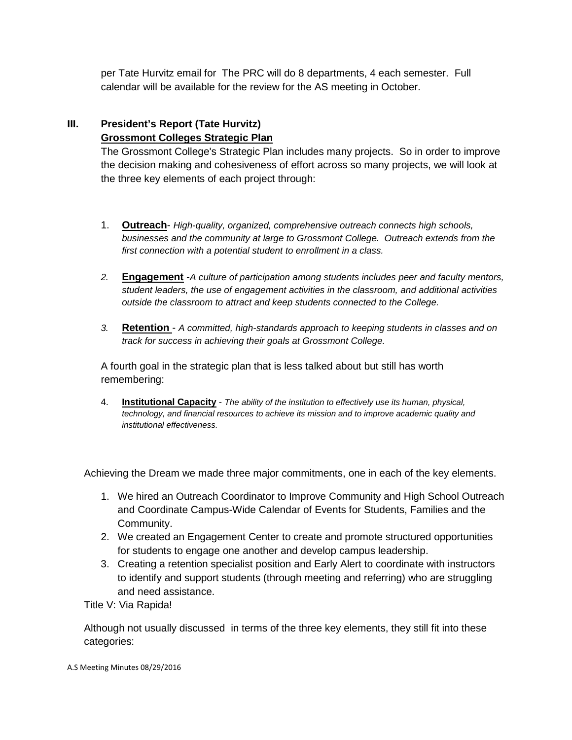per Tate Hurvitz email for The PRC will do 8 departments, 4 each semester. Full calendar will be available for the review for the AS meeting in October.

## III. President's Report (Tate Hurvitz)

**Grossmont Colleges Strategic Plan**

The Grossmont College's Strategic Plan includes many projects. So in order to improve the decision making and cohesiveness of effort across so many projects, we will look at the three key elements of each project through:

1. **Outreach**- *High-quality, organized, comprehensive outreach connects high schools, businesses and the community at large to Grossmont College. Outreach extends from the first connection with a potential student to enrollment in a class.*
2. **Engagement** -*A culture of participation among students includes peer and faculty mentors, student leaders, the use of engagement activities in the classroom, and additional activities outside the classroom to attract and keep students connected to the College.*
3. **Retention** - *A committed, high-standards approach to keeping students in classes and on track for success in achieving their goals at Grossmont College.*

A fourth goal in the strategic plan that is less talked about but still has worth remembering:

4. **Institutional Capacity** - *The ability of the institution to effectively use its human, physical, technology, and financial resources to achieve its mission and to improve academic quality and institutional effectiveness.*

Achieving the Dream we made three major commitments, one in each of the key elements.

1. We hired an Outreach Coordinator to Improve Community and High School Outreach and Coordinate Campus-Wide Calendar of Events for Students, Families and the Community.
2. We created an Engagement Center to create and promote structured opportunities for students to engage one another and develop campus leadership.
3. Creating a retention specialist position and Early Alert to coordinate with instructors to identify and support students (through meeting and referring) who are struggling and need assistance.

Title V: Via Rapida!

Although not usually discussed in terms of the three key elements, they still fit into these categories: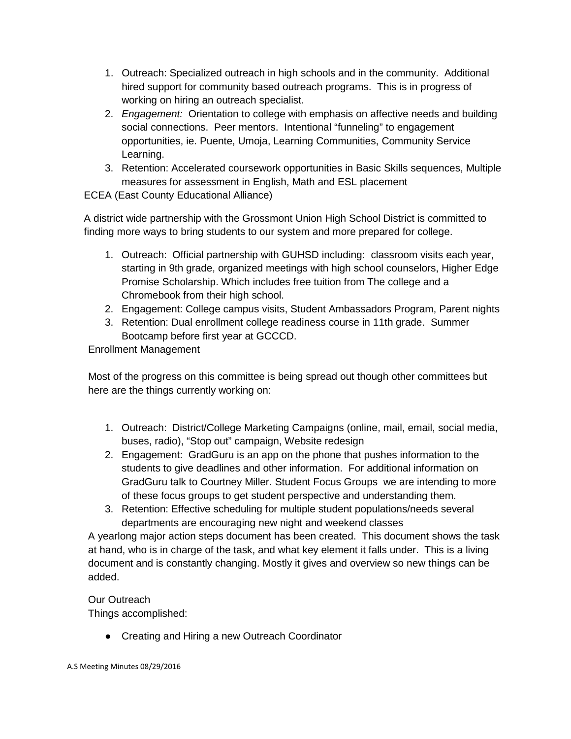1. Outreach: Specialized outreach in high schools and in the community. Additional hired support for community based outreach programs. This is in progress of working on hiring an outreach specialist.
2. *Engagement:* Orientation to college with emphasis on affective needs and building social connections. Peer mentors. Intentional "funneling" to engagement opportunities, ie. Puente, Umoja, Learning Communities, Community Service Learning.
3. Retention: Accelerated coursework opportunities in Basic Skills sequences, Multiple measures for assessment in English, Math and ESL placement

ECEA (East County Educational Alliance)

A district wide partnership with the Grossmont Union High School District is committed to finding more ways to bring students to our system and more prepared for college.

1. Outreach: Official partnership with GUHSD including: classroom visits each year, starting in 9th grade, organized meetings with high school counselors, Higher Edge Promise Scholarship. Which includes free tuition from The college and a Chromebook from their high school.
2. Engagement: College campus visits, Student Ambassadors Program, Parent nights
3. Retention: Dual enrollment college readiness course in 11th grade. Summer Bootcamp before first year at GCCCD.

Enrollment Management

Most of the progress on this committee is being spread out though other committees but here are the things currently working on:

1. Outreach: District/College Marketing Campaigns (online, mail, email, social media, buses, radio), "Stop out" campaign, Website redesign
2. Engagement: GradGuru is an app on the phone that pushes information to the students to give deadlines and other information. For additional information on GradGuru talk to Courtney Miller. Student Focus Groups we are intending to more of these focus groups to get student perspective and understanding them.
3. Retention: Effective scheduling for multiple student populations/needs several departments are encouraging new night and weekend classes

A yearlong major action steps document has been created. This document shows the task at hand, who is in charge of the task, and what key element it falls under. This is a living document and is constantly changing. Mostly it gives and overview so new things can be added.

Our Outreach

Things accomplished:

- Creating and Hiring a new Outreach Coordinator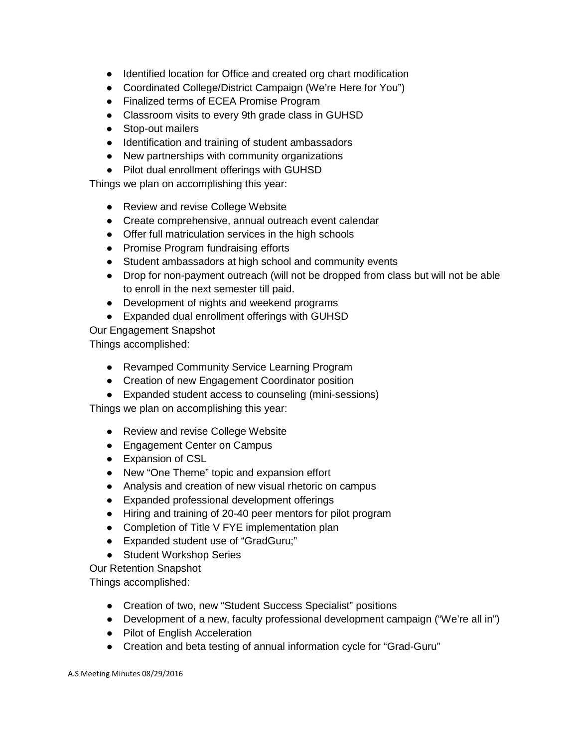- Identified location for Office and created org chart modification
- Coordinated College/District Campaign (We're Here for You")
- Finalized terms of ECEA Promise Program
- Classroom visits to every 9th grade class in GUHSD
- Stop-out mailers
- Identification and training of student ambassadors
- New partnerships with community organizations
- Pilot dual enrollment offerings with GUHSD

Things we plan on accomplishing this year:

- Review and revise College Website
- Create comprehensive, annual outreach event calendar
- Offer full matriculation services in the high schools
- Promise Program fundraising efforts
- Student ambassadors at high school and community events
- Drop for non-payment outreach (will not be dropped from class but will not be able to enroll in the next semester till paid.
- Development of nights and weekend programs
- Expanded dual enrollment offerings with GUHSD

Our Engagement Snapshot

Things accomplished:

- Revamped Community Service Learning Program
- Creation of new Engagement Coordinator position
- Expanded student access to counseling (mini-sessions)

Things we plan on accomplishing this year:

- Review and revise College Website
- Engagement Center on Campus
- Expansion of CSL
- New "One Theme" topic and expansion effort
- Analysis and creation of new visual rhetoric on campus
- Expanded professional development offerings
- Hiring and training of 20-40 peer mentors for pilot program
- Completion of Title V FYE implementation plan
- Expanded student use of "GradGuru;"
- Student Workshop Series

Our Retention Snapshot

Things accomplished:

- Creation of two, new "Student Success Specialist" positions
- Development of a new, faculty professional development campaign ("We're all in")
- Pilot of English Acceleration
- Creation and beta testing of annual information cycle for "Grad-Guru"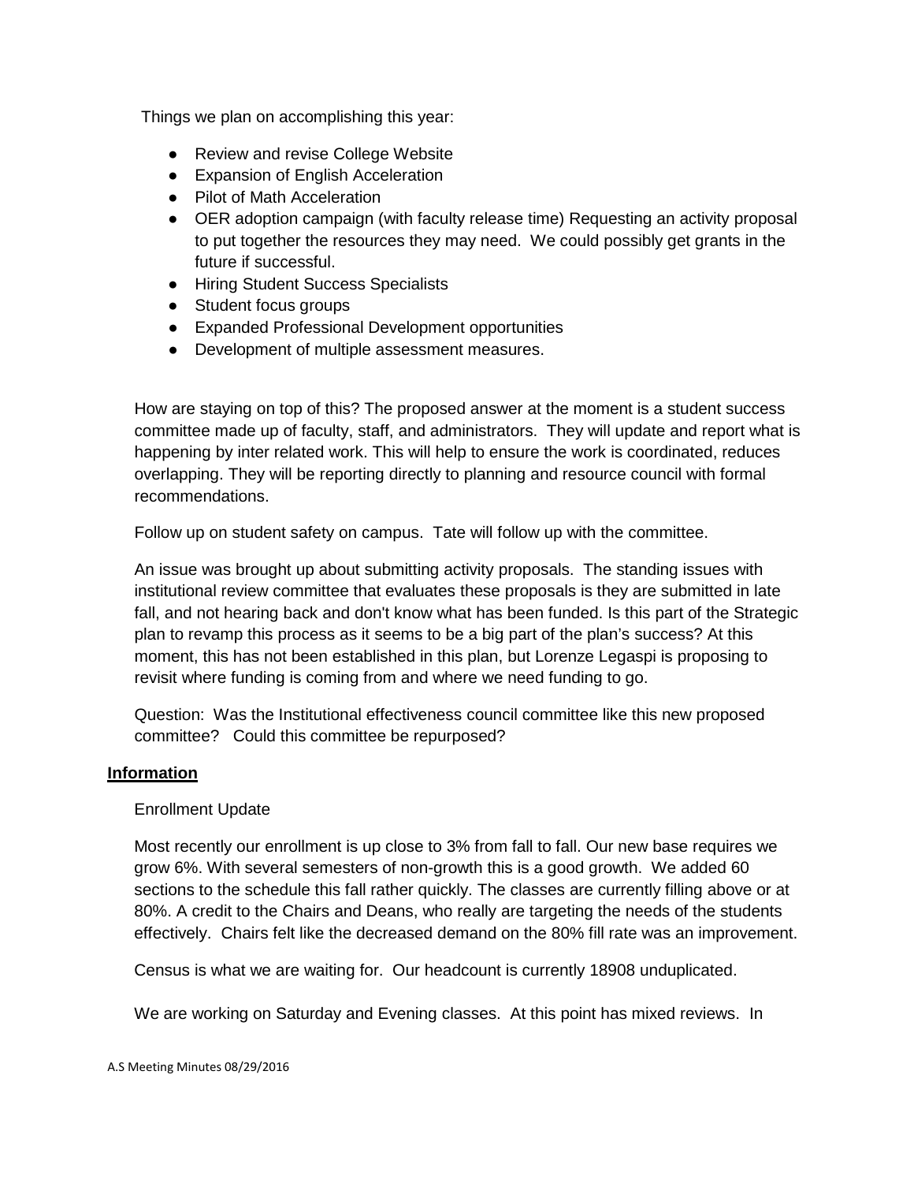Things we plan on accomplishing this year:

- Review and revise College Website
- Expansion of English Acceleration
- Pilot of Math Acceleration
- OER adoption campaign (with faculty release time) Requesting an activity proposal to put together the resources they may need. We could possibly get grants in the future if successful.
- Hiring Student Success Specialists
- Student focus groups
- Expanded Professional Development opportunities
- Development of multiple assessment measures.

How are staying on top of this? The proposed answer at the moment is a student success committee made up of faculty, staff, and administrators. They will update and report what is happening by inter related work. This will help to ensure the work is coordinated, reduces overlapping. They will be reporting directly to planning and resource council with formal recommendations.

Follow up on student safety on campus. Tate will follow up with the committee.

An issue was brought up about submitting activity proposals. The standing issues with institutional review committee that evaluates these proposals is they are submitted in late fall, and not hearing back and don't know what has been funded. Is this part of the Strategic plan to revamp this process as it seems to be a big part of the plan's success? At this moment, this has not been established in this plan, but Lorenze Legaspi is proposing to revisit where funding is coming from and where we need funding to go.

Question: Was the Institutional effectiveness council committee like this new proposed committee? Could this committee be repurposed?

**Information**

Enrollment Update

Most recently our enrollment is up close to 3% from fall to fall. Our new base requires we grow 6%. With several semesters of non-growth this is a good growth. We added 60 sections to the schedule this fall rather quickly. The classes are currently filling above or at 80%. A credit to the Chairs and Deans, who really are targeting the needs of the students effectively. Chairs felt like the decreased demand on the 80% fill rate was an improvement.

Census is what we are waiting for. Our headcount is currently 18908 unduplicated.

We are working on Saturday and Evening classes. At this point has mixed reviews. In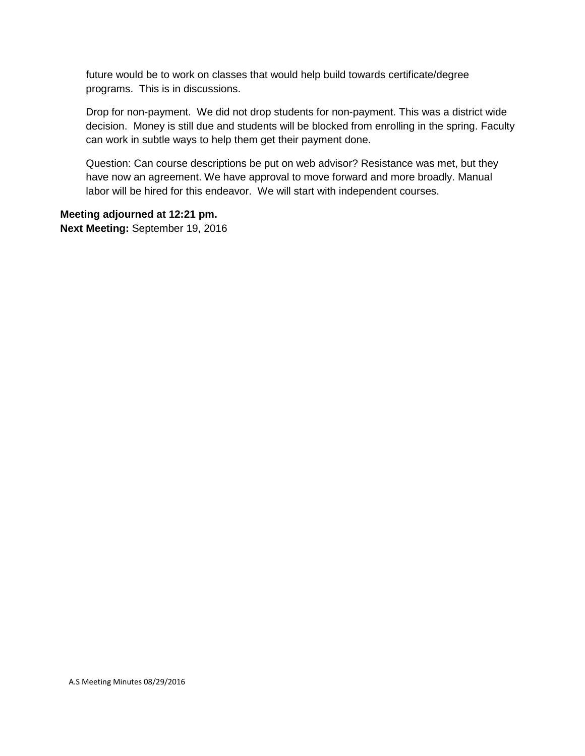future would be to work on classes that would help build towards certificate/degree programs. This is in discussions.

Drop for non-payment. We did not drop students for non-payment. This was a district wide decision. Money is still due and students will be blocked from enrolling in the spring. Faculty can work in subtle ways to help them get their payment done.

Question: Can course descriptions be put on web advisor? Resistance was met, but they have now an agreement. We have approval to move forward and more broadly. Manual labor will be hired for this endeavor. We will start with independent courses.

**Meeting adjourned at 12:21 pm.**
**Next Meeting:** September 19, 2016